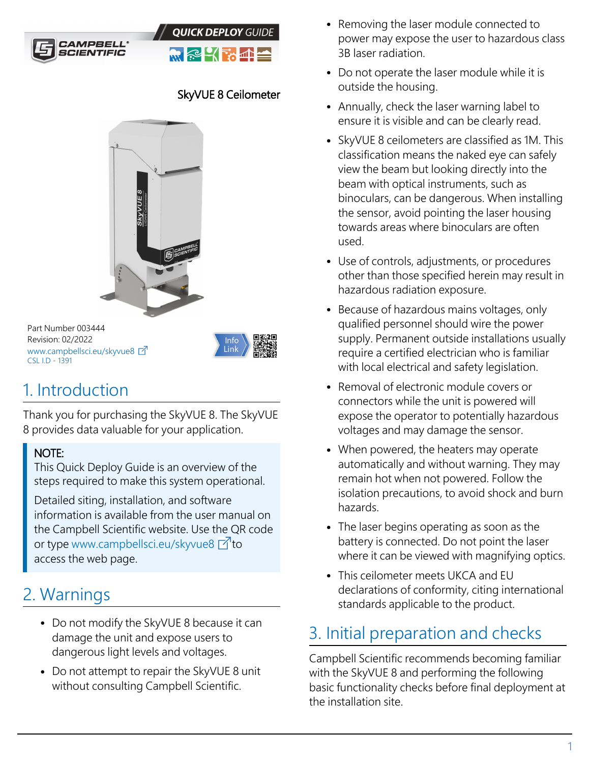QUICK DEPLOY GUIDE

# SkyVUE 8 Ceilometer

Part Number 003444
Revision: 02/2022
www.campbellsci.eu/skyvue8
CSL I.D - 1391

## 1. Introduction

Thank you for purchasing the SkyVUE 8. The SkyVUE 8 provides data valuable for your application.

> **NOTE:**
> This Quick Deploy Guide is an overview of the steps required to make this system operational.
>
> Detailed siting, installation, and software information is available from the user manual on the Campbell Scientific website. Use the QR code or type www.campbellsci.eu/skyvue8 to access the web page.

## 2. Warnings

- Do not modify the SkyVUE 8 because it can damage the unit and expose users to dangerous light levels and voltages.
- Do not attempt to repair the SkyVUE 8 unit without consulting Campbell Scientific.
- Removing the laser module connected to power may expose the user to hazardous class 3B laser radiation.
- Do not operate the laser module while it is outside the housing.
- Annually, check the laser warning label to ensure it is visible and can be clearly read.
- SkyVUE 8 ceilometers are classified as 1M. This classification means the naked eye can safely view the beam but looking directly into the beam with optical instruments, such as binoculars, can be dangerous. When installing the sensor, avoid pointing the laser housing towards areas where binoculars are often used.
- Use of controls, adjustments, or procedures other than those specified herein may result in hazardous radiation exposure.
- Because of hazardous mains voltages, only qualified personnel should wire the power supply. Permanent outside installations usually require a certified electrician who is familiar with local electrical and safety legislation.
- Removal of electronic module covers or connectors while the unit is powered will expose the operator to potentially hazardous voltages and may damage the sensor.
- When powered, the heaters may operate automatically and without warning. They may remain hot when not powered. Follow the isolation precautions, to avoid shock and burn hazards.
- The laser begins operating as soon as the battery is connected. Do not point the laser where it can be viewed with magnifying optics.
- This ceilometer meets UKCA and EU declarations of conformity, citing international standards applicable to the product.

## 3. Initial preparation and checks

Campbell Scientific recommends becoming familiar with the SkyVUE 8 and performing the following basic functionality checks before final deployment at the installation site.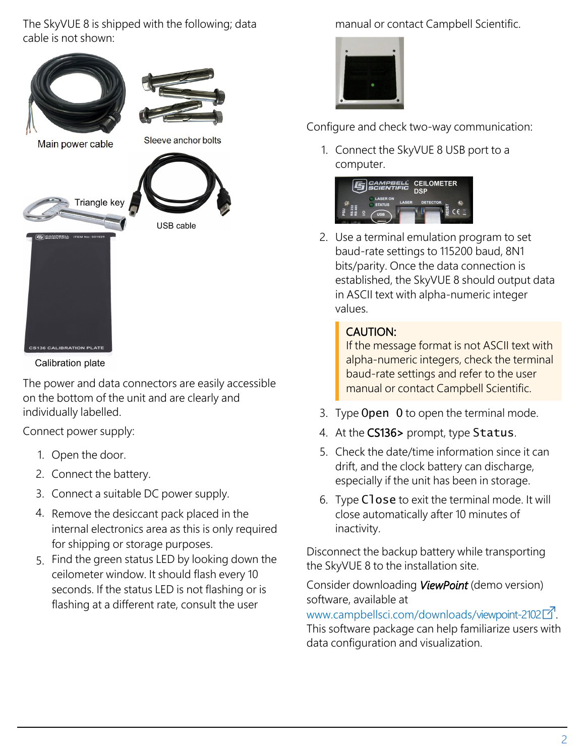The SkyVUE 8 is shipped with the following; data cable is not shown:

Main power cable

Sleeve anchor bolts

Triangle key

USB cable

Calibration plate

The power and data connectors are easily accessible on the bottom of the unit and are clearly and individually labelled.

Connect power supply:

1. Open the door.
2. Connect the battery.
3. Connect a suitable DC power supply.
4. Remove the desiccant pack placed in the internal electronics area as this is only required for shipping or storage purposes.
5. Find the green status LED by looking down the ceilometer window. It should flash every 10 seconds. If the status LED is not flashing or is flashing at a different rate, consult the user manual or contact Campbell Scientific.

Configure and check two-way communication:

1. Connect the SkyVUE 8 USB port to a computer.
2. Use a terminal emulation program to set baud-rate settings to 115200 baud, 8N1 bits/parity. Once the data connection is established, the SkyVUE 8 should output data in ASCII text with alpha-numeric integer values.

   **CAUTION:**
   If the message format is not ASCII text with alpha-numeric integers, check the terminal baud-rate settings and refer to the user manual or contact Campbell Scientific.

3. Type `Open 0` to open the terminal mode.
4. At the **CS136>** prompt, type `Status`.
5. Check the date/time information since it can drift, and the clock battery can discharge, especially if the unit has been in storage.
6. Type `Close` to exit the terminal mode. It will close automatically after 10 minutes of inactivity.

Disconnect the backup battery while transporting the SkyVUE 8 to the installation site.

Consider downloading ***ViewPoint*** (demo version) software, available at www.campbellsci.com/downloads/viewpoint-2102. This software package can help familiarize users with data configuration and visualization.